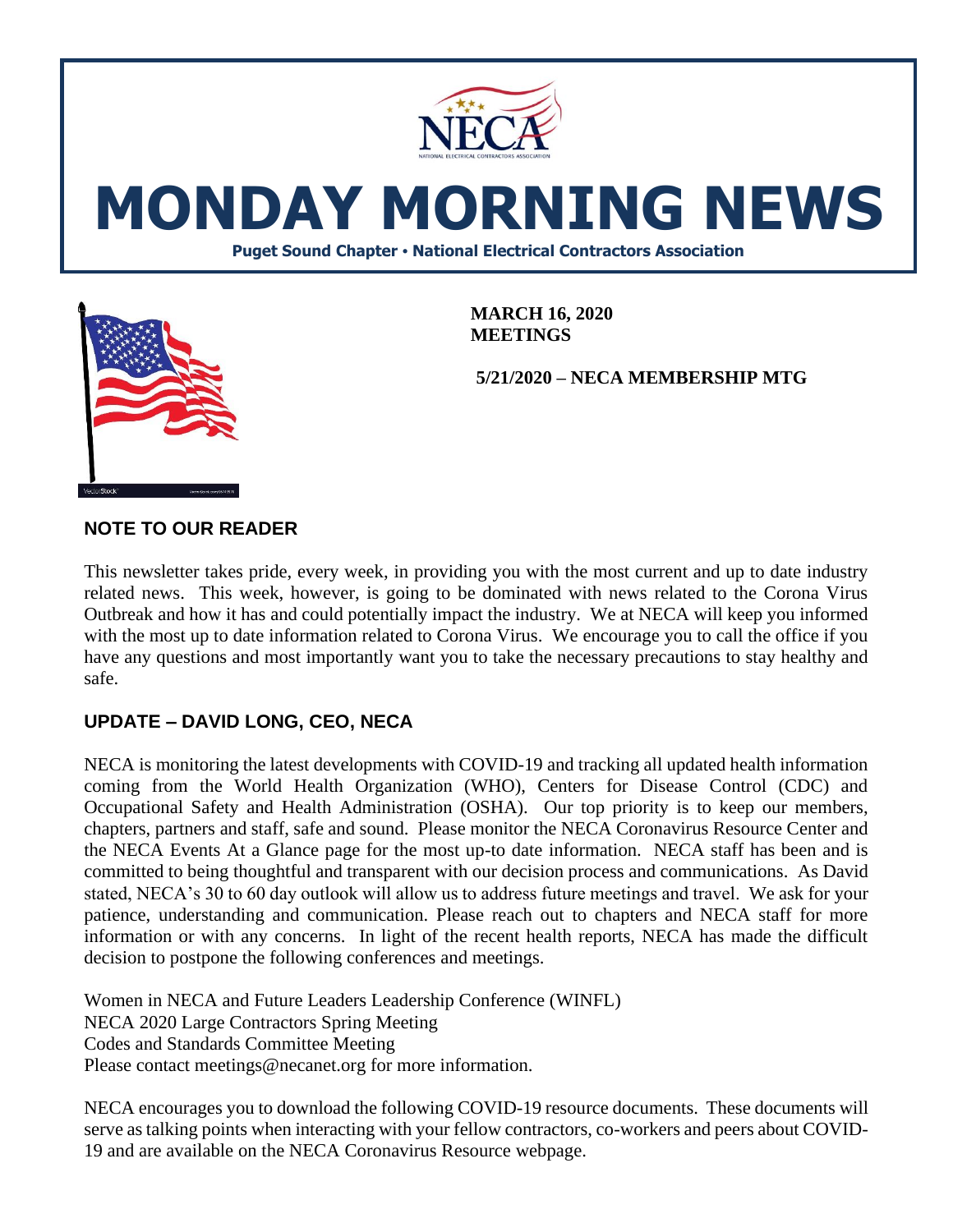# MONDAY MORNING NEWS

**Puget Sound Chapter • National Electrical Contractors Association**

**MARCH 16, 2020**
**MEETINGS**

**5/21/2020 – NECA MEMBERSHIP MTG**

## NOTE TO OUR READER

This newsletter takes pride, every week, in providing you with the most current and up to date industry related news. This week, however, is going to be dominated with news related to the Corona Virus Outbreak and how it has and could potentially impact the industry. We at NECA will keep you informed with the most up to date information related to Corona Virus. We encourage you to call the office if you have any questions and most importantly want you to take the necessary precautions to stay healthy and safe.

## UPDATE – DAVID LONG, CEO, NECA

NECA is monitoring the latest developments with COVID-19 and tracking all updated health information coming from the World Health Organization (WHO), Centers for Disease Control (CDC) and Occupational Safety and Health Administration (OSHA). Our top priority is to keep our members, chapters, partners and staff, safe and sound. Please monitor the NECA Coronavirus Resource Center and the NECA Events At a Glance page for the most up-to date information. NECA staff has been and is committed to being thoughtful and transparent with our decision process and communications. As David stated, NECA's 30 to 60 day outlook will allow us to address future meetings and travel. We ask for your patience, understanding and communication. Please reach out to chapters and NECA staff for more information or with any concerns. In light of the recent health reports, NECA has made the difficult decision to postpone the following conferences and meetings.

Women in NECA and Future Leaders Leadership Conference (WINFL)
NECA 2020 Large Contractors Spring Meeting
Codes and Standards Committee Meeting
Please contact meetings@necanet.org for more information.

NECA encourages you to download the following COVID-19 resource documents. These documents will serve as talking points when interacting with your fellow contractors, co-workers and peers about COVID-19 and are available on the NECA Coronavirus Resource webpage.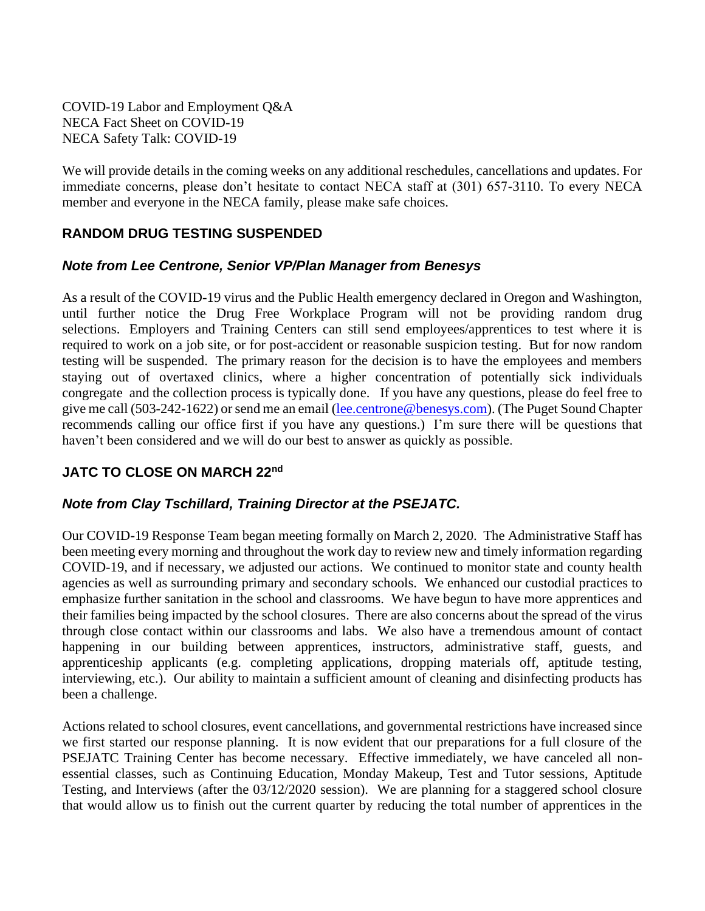COVID-19 Labor and Employment Q&A
NECA Fact Sheet on COVID-19
NECA Safety Talk: COVID-19

We will provide details in the coming weeks on any additional reschedules, cancellations and updates. For immediate concerns, please don't hesitate to contact NECA staff at (301) 657-3110. To every NECA member and everyone in the NECA family, please make safe choices.

## RANDOM DRUG TESTING SUSPENDED

### *Note from Lee Centrone, Senior VP/Plan Manager from Benesys*

As a result of the COVID-19 virus and the Public Health emergency declared in Oregon and Washington, until further notice the Drug Free Workplace Program will not be providing random drug selections. Employers and Training Centers can still send employees/apprentices to test where it is required to work on a job site, or for post-accident or reasonable suspicion testing. But for now random testing will be suspended. The primary reason for the decision is to have the employees and members staying out of overtaxed clinics, where a higher concentration of potentially sick individuals congregate and the collection process is typically done. If you have any questions, please do feel free to give me call (503-242-1622) or send me an email (lee.centrone@benesys.com). (The Puget Sound Chapter recommends calling our office first if you have any questions.) I'm sure there will be questions that haven't been considered and we will do our best to answer as quickly as possible.

## JATC TO CLOSE ON MARCH 22nd

### *Note from Clay Tschillard, Training Director at the PSEJATC.*

Our COVID-19 Response Team began meeting formally on March 2, 2020. The Administrative Staff has been meeting every morning and throughout the work day to review new and timely information regarding COVID-19, and if necessary, we adjusted our actions. We continued to monitor state and county health agencies as well as surrounding primary and secondary schools. We enhanced our custodial practices to emphasize further sanitation in the school and classrooms. We have begun to have more apprentices and their families being impacted by the school closures. There are also concerns about the spread of the virus through close contact within our classrooms and labs. We also have a tremendous amount of contact happening in our building between apprentices, instructors, administrative staff, guests, and apprenticeship applicants (e.g. completing applications, dropping materials off, aptitude testing, interviewing, etc.). Our ability to maintain a sufficient amount of cleaning and disinfecting products has been a challenge.

Actions related to school closures, event cancellations, and governmental restrictions have increased since we first started our response planning. It is now evident that our preparations for a full closure of the PSEJATC Training Center has become necessary. Effective immediately, we have canceled all non-essential classes, such as Continuing Education, Monday Makeup, Test and Tutor sessions, Aptitude Testing, and Interviews (after the 03/12/2020 session). We are planning for a staggered school closure that would allow us to finish out the current quarter by reducing the total number of apprentices in the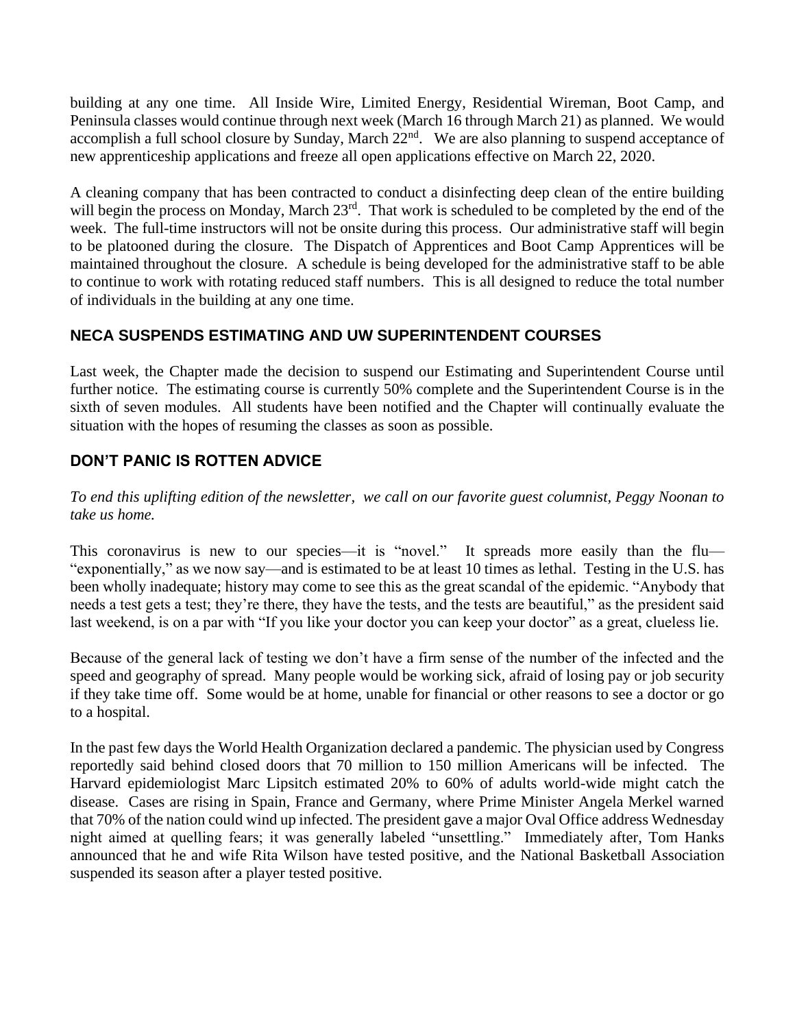building at any one time. All Inside Wire, Limited Energy, Residential Wireman, Boot Camp, and Peninsula classes would continue through next week (March 16 through March 21) as planned. We would accomplish a full school closure by Sunday, March 22nd. We are also planning to suspend acceptance of new apprenticeship applications and freeze all open applications effective on March 22, 2020.

A cleaning company that has been contracted to conduct a disinfecting deep clean of the entire building will begin the process on Monday, March 23rd. That work is scheduled to be completed by the end of the week. The full-time instructors will not be onsite during this process. Our administrative staff will begin to be platooned during the closure. The Dispatch of Apprentices and Boot Camp Apprentices will be maintained throughout the closure. A schedule is being developed for the administrative staff to be able to continue to work with rotating reduced staff numbers. This is all designed to reduce the total number of individuals in the building at any one time.

## NECA SUSPENDS ESTIMATING AND UW SUPERINTENDENT COURSES

Last week, the Chapter made the decision to suspend our Estimating and Superintendent Course until further notice. The estimating course is currently 50% complete and the Superintendent Course is in the sixth of seven modules. All students have been notified and the Chapter will continually evaluate the situation with the hopes of resuming the classes as soon as possible.

## DON'T PANIC IS ROTTEN ADVICE

*To end this uplifting edition of the newsletter, we call on our favorite guest columnist, Peggy Noonan to take us home.*

This coronavirus is new to our species—it is "novel." It spreads more easily than the flu—"exponentially," as we now say—and is estimated to be at least 10 times as lethal. Testing in the U.S. has been wholly inadequate; history may come to see this as the great scandal of the epidemic. "Anybody that needs a test gets a test; they're there, they have the tests, and the tests are beautiful," as the president said last weekend, is on a par with "If you like your doctor you can keep your doctor" as a great, clueless lie.

Because of the general lack of testing we don't have a firm sense of the number of the infected and the speed and geography of spread. Many people would be working sick, afraid of losing pay or job security if they take time off. Some would be at home, unable for financial or other reasons to see a doctor or go to a hospital.

In the past few days the World Health Organization declared a pandemic. The physician used by Congress reportedly said behind closed doors that 70 million to 150 million Americans will be infected. The Harvard epidemiologist Marc Lipsitch estimated 20% to 60% of adults world-wide might catch the disease. Cases are rising in Spain, France and Germany, where Prime Minister Angela Merkel warned that 70% of the nation could wind up infected. The president gave a major Oval Office address Wednesday night aimed at quelling fears; it was generally labeled "unsettling." Immediately after, Tom Hanks announced that he and wife Rita Wilson have tested positive, and the National Basketball Association suspended its season after a player tested positive.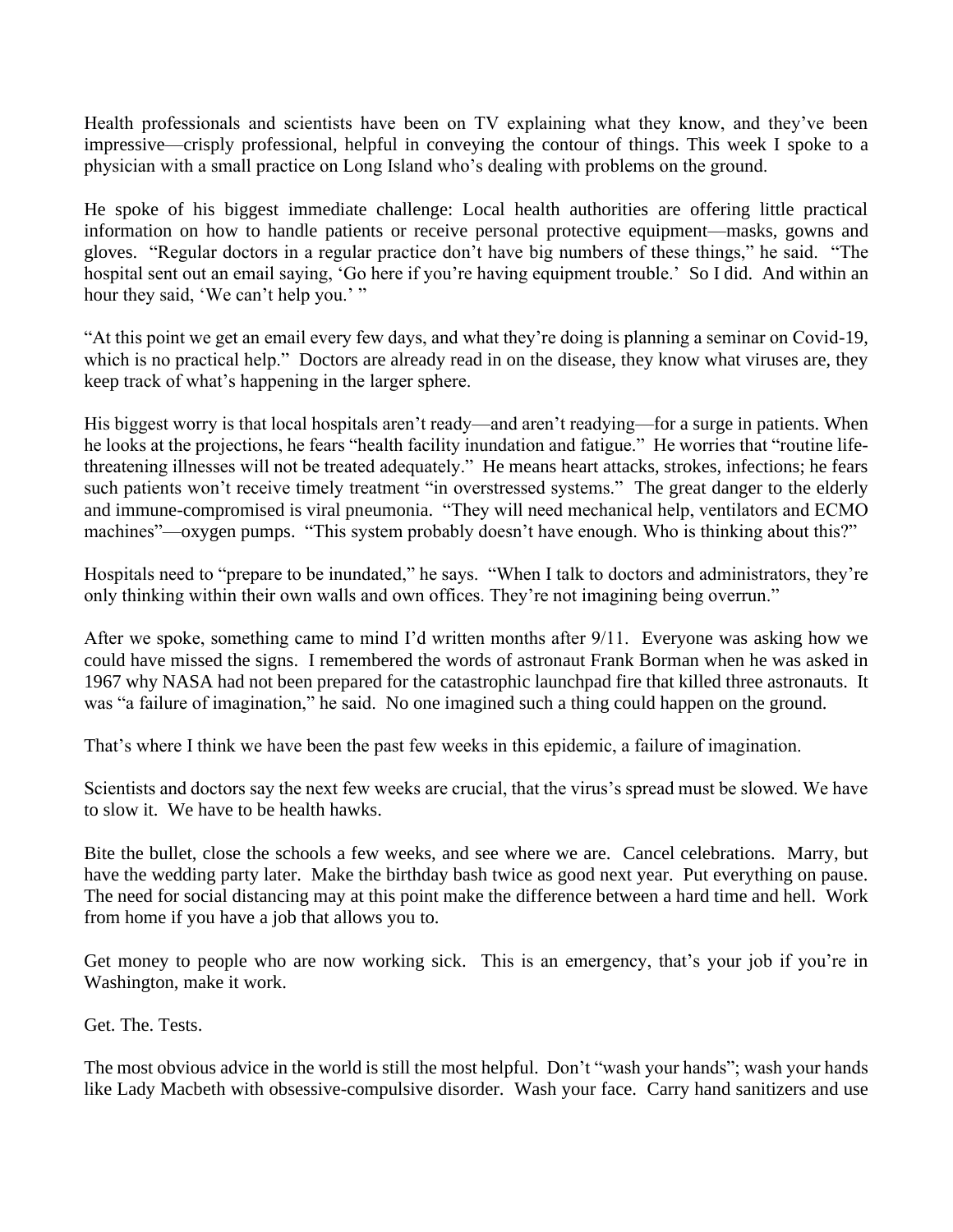Health professionals and scientists have been on TV explaining what they know, and they've been impressive—crisply professional, helpful in conveying the contour of things. This week I spoke to a physician with a small practice on Long Island who's dealing with problems on the ground.

He spoke of his biggest immediate challenge: Local health authorities are offering little practical information on how to handle patients or receive personal protective equipment—masks, gowns and gloves. "Regular doctors in a regular practice don't have big numbers of these things," he said. "The hospital sent out an email saying, 'Go here if you're having equipment trouble.' So I did. And within an hour they said, 'We can't help you.' "

"At this point we get an email every few days, and what they're doing is planning a seminar on Covid-19, which is no practical help." Doctors are already read in on the disease, they know what viruses are, they keep track of what's happening in the larger sphere.

His biggest worry is that local hospitals aren't ready—and aren't readying—for a surge in patients. When he looks at the projections, he fears "health facility inundation and fatigue." He worries that "routine life-threatening illnesses will not be treated adequately." He means heart attacks, strokes, infections; he fears such patients won't receive timely treatment "in overstressed systems." The great danger to the elderly and immune-compromised is viral pneumonia. "They will need mechanical help, ventilators and ECMO machines"—oxygen pumps. "This system probably doesn't have enough. Who is thinking about this?"

Hospitals need to "prepare to be inundated," he says. "When I talk to doctors and administrators, they're only thinking within their own walls and own offices. They're not imagining being overrun."

After we spoke, something came to mind I'd written months after 9/11. Everyone was asking how we could have missed the signs. I remembered the words of astronaut Frank Borman when he was asked in 1967 why NASA had not been prepared for the catastrophic launchpad fire that killed three astronauts. It was "a failure of imagination," he said. No one imagined such a thing could happen on the ground.

That's where I think we have been the past few weeks in this epidemic, a failure of imagination.

Scientists and doctors say the next few weeks are crucial, that the virus's spread must be slowed. We have to slow it. We have to be health hawks.

Bite the bullet, close the schools a few weeks, and see where we are. Cancel celebrations. Marry, but have the wedding party later. Make the birthday bash twice as good next year. Put everything on pause. The need for social distancing may at this point make the difference between a hard time and hell. Work from home if you have a job that allows you to.

Get money to people who are now working sick. This is an emergency, that's your job if you're in Washington, make it work.

Get. The. Tests.

The most obvious advice in the world is still the most helpful. Don't "wash your hands"; wash your hands like Lady Macbeth with obsessive-compulsive disorder. Wash your face. Carry hand sanitizers and use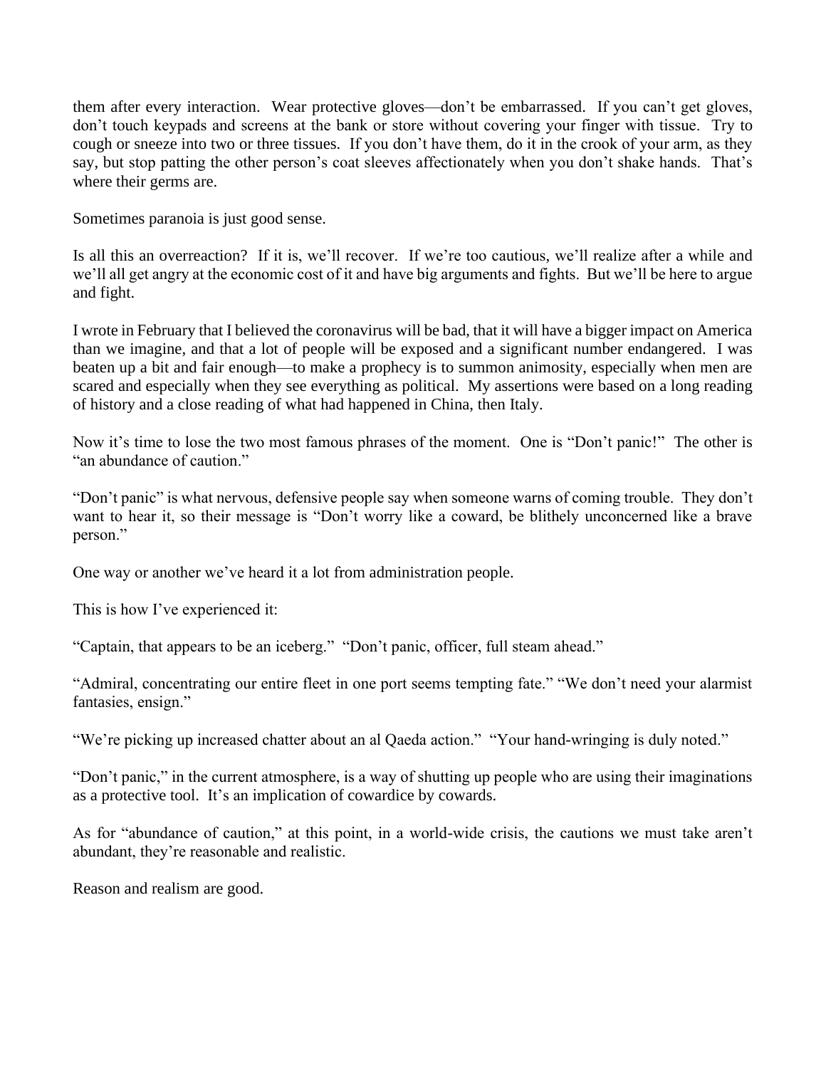them after every interaction. Wear protective gloves—don't be embarrassed. If you can't get gloves, don't touch keypads and screens at the bank or store without covering your finger with tissue. Try to cough or sneeze into two or three tissues. If you don't have them, do it in the crook of your arm, as they say, but stop patting the other person's coat sleeves affectionately when you don't shake hands. That's where their germs are.

Sometimes paranoia is just good sense.

Is all this an overreaction? If it is, we'll recover. If we're too cautious, we'll realize after a while and we'll all get angry at the economic cost of it and have big arguments and fights. But we'll be here to argue and fight.

I wrote in February that I believed the coronavirus will be bad, that it will have a bigger impact on America than we imagine, and that a lot of people will be exposed and a significant number endangered. I was beaten up a bit and fair enough—to make a prophecy is to summon animosity, especially when men are scared and especially when they see everything as political. My assertions were based on a long reading of history and a close reading of what had happened in China, then Italy.

Now it's time to lose the two most famous phrases of the moment. One is "Don't panic!" The other is "an abundance of caution."

"Don't panic" is what nervous, defensive people say when someone warns of coming trouble. They don't want to hear it, so their message is "Don't worry like a coward, be blithely unconcerned like a brave person."

One way or another we've heard it a lot from administration people.

This is how I've experienced it:

"Captain, that appears to be an iceberg." "Don't panic, officer, full steam ahead."

"Admiral, concentrating our entire fleet in one port seems tempting fate." "We don't need your alarmist fantasies, ensign."

"We're picking up increased chatter about an al Qaeda action." "Your hand-wringing is duly noted."

"Don't panic," in the current atmosphere, is a way of shutting up people who are using their imaginations as a protective tool. It's an implication of cowardice by cowards.

As for "abundance of caution," at this point, in a world-wide crisis, the cautions we must take aren't abundant, they're reasonable and realistic.

Reason and realism are good.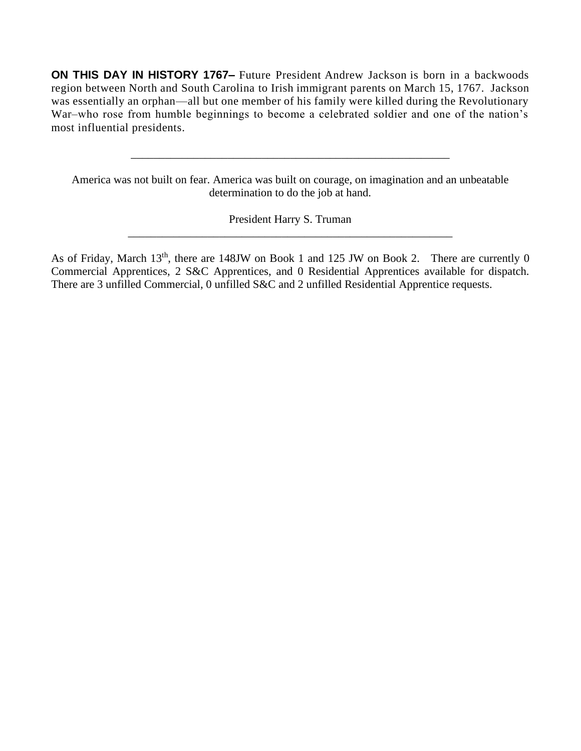**ON THIS DAY IN HISTORY 1767–** Future President Andrew Jackson is born in a backwoods region between North and South Carolina to Irish immigrant parents on March 15, 1767. Jackson was essentially an orphan—all but one member of his family were killed during the Revolutionary War–who rose from humble beginnings to become a celebrated soldier and one of the nation's most influential presidents.

---

America was not built on fear. America was built on courage, on imagination and an unbeatable determination to do the job at hand.

President Harry S. Truman

---

As of Friday, March 13th, there are 148JW on Book 1 and 125 JW on Book 2. There are currently 0 Commercial Apprentices, 2 S&C Apprentices, and 0 Residential Apprentices available for dispatch. There are 3 unfilled Commercial, 0 unfilled S&C and 2 unfilled Residential Apprentice requests.